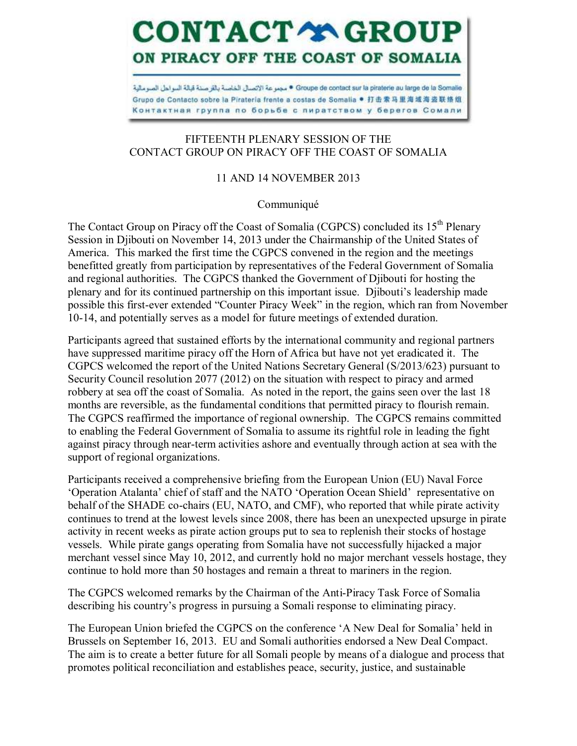# CONTACT GROUP
## ON PIRACY OFF THE COAST OF SOMALIA

مجموعة الاتصال الخاصة بالقرصنة قبالة السواحل الصومالية • Groupe de contact sur la piraterie au large de la Somalie
Grupo de Contacto sobre la Piratería frente a costas de Somalia • 打击索马里海域海盗联络组
Контактная группа по борьбе с пиратством у берегов Сомали

FIFTEENTH PLENARY SESSION OF THE
CONTACT GROUP ON PIRACY OFF THE COAST OF SOMALIA

11 AND 14 NOVEMBER 2013

Communiqué

The Contact Group on Piracy off the Coast of Somalia (CGPCS) concluded its 15th Plenary Session in Djibouti on November 14, 2013 under the Chairmanship of the United States of America. This marked the first time the CGPCS convened in the region and the meetings benefitted greatly from participation by representatives of the Federal Government of Somalia and regional authorities. The CGPCS thanked the Government of Djibouti for hosting the plenary and for its continued partnership on this important issue. Djibouti's leadership made possible this first-ever extended "Counter Piracy Week" in the region, which ran from November 10-14, and potentially serves as a model for future meetings of extended duration.

Participants agreed that sustained efforts by the international community and regional partners have suppressed maritime piracy off the Horn of Africa but have not yet eradicated it. The CGPCS welcomed the report of the United Nations Secretary General (S/2013/623) pursuant to Security Council resolution 2077 (2012) on the situation with respect to piracy and armed robbery at sea off the coast of Somalia. As noted in the report, the gains seen over the last 18 months are reversible, as the fundamental conditions that permitted piracy to flourish remain. The CGPCS reaffirmed the importance of regional ownership. The CGPCS remains committed to enabling the Federal Government of Somalia to assume its rightful role in leading the fight against piracy through near-term activities ashore and eventually through action at sea with the support of regional organizations.

Participants received a comprehensive briefing from the European Union (EU) Naval Force 'Operation Atalanta' chief of staff and the NATO 'Operation Ocean Shield' representative on behalf of the SHADE co-chairs (EU, NATO, and CMF), who reported that while pirate activity continues to trend at the lowest levels since 2008, there has been an unexpected upsurge in pirate activity in recent weeks as pirate action groups put to sea to replenish their stocks of hostage vessels. While pirate gangs operating from Somalia have not successfully hijacked a major merchant vessel since May 10, 2012, and currently hold no major merchant vessels hostage, they continue to hold more than 50 hostages and remain a threat to mariners in the region.

The CGPCS welcomed remarks by the Chairman of the Anti-Piracy Task Force of Somalia describing his country's progress in pursuing a Somali response to eliminating piracy.

The European Union briefed the CGPCS on the conference 'A New Deal for Somalia' held in Brussels on September 16, 2013. EU and Somali authorities endorsed a New Deal Compact. The aim is to create a better future for all Somali people by means of a dialogue and process that promotes political reconciliation and establishes peace, security, justice, and sustainable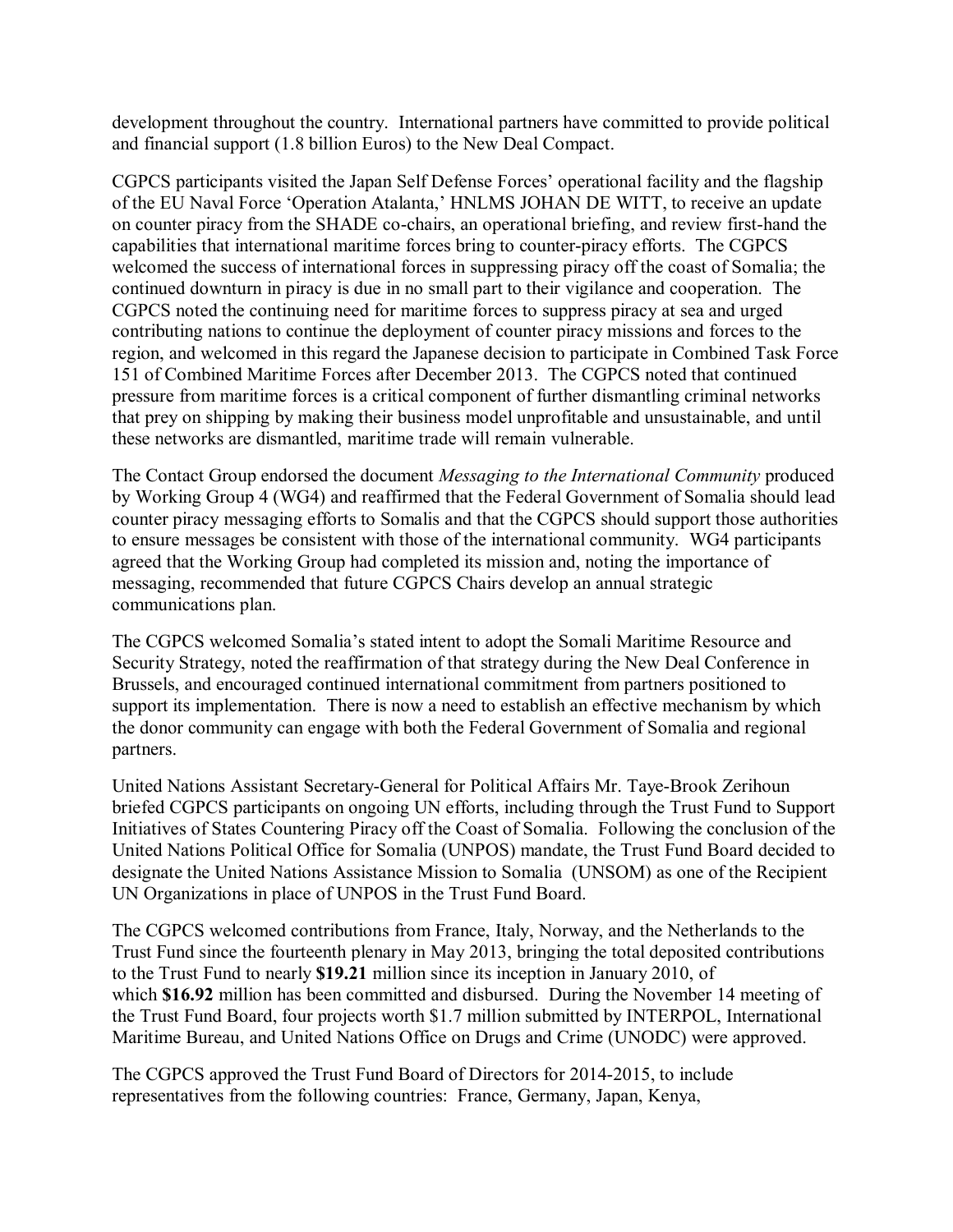development throughout the country. International partners have committed to provide political and financial support (1.8 billion Euros) to the New Deal Compact.

CGPCS participants visited the Japan Self Defense Forces' operational facility and the flagship of the EU Naval Force 'Operation Atalanta,' HNLMS JOHAN DE WITT, to receive an update on counter piracy from the SHADE co-chairs, an operational briefing, and review first-hand the capabilities that international maritime forces bring to counter-piracy efforts. The CGPCS welcomed the success of international forces in suppressing piracy off the coast of Somalia; the continued downturn in piracy is due in no small part to their vigilance and cooperation. The CGPCS noted the continuing need for maritime forces to suppress piracy at sea and urged contributing nations to continue the deployment of counter piracy missions and forces to the region, and welcomed in this regard the Japanese decision to participate in Combined Task Force 151 of Combined Maritime Forces after December 2013. The CGPCS noted that continued pressure from maritime forces is a critical component of further dismantling criminal networks that prey on shipping by making their business model unprofitable and unsustainable, and until these networks are dismantled, maritime trade will remain vulnerable.

The Contact Group endorsed the document *Messaging to the International Community* produced by Working Group 4 (WG4) and reaffirmed that the Federal Government of Somalia should lead counter piracy messaging efforts to Somalis and that the CGPCS should support those authorities to ensure messages be consistent with those of the international community. WG4 participants agreed that the Working Group had completed its mission and, noting the importance of messaging, recommended that future CGPCS Chairs develop an annual strategic communications plan.

The CGPCS welcomed Somalia's stated intent to adopt the Somali Maritime Resource and Security Strategy, noted the reaffirmation of that strategy during the New Deal Conference in Brussels, and encouraged continued international commitment from partners positioned to support its implementation. There is now a need to establish an effective mechanism by which the donor community can engage with both the Federal Government of Somalia and regional partners.

United Nations Assistant Secretary-General for Political Affairs Mr. Taye-Brook Zerihoun briefed CGPCS participants on ongoing UN efforts, including through the Trust Fund to Support Initiatives of States Countering Piracy off the Coast of Somalia. Following the conclusion of the United Nations Political Office for Somalia (UNPOS) mandate, the Trust Fund Board decided to designate the United Nations Assistance Mission to Somalia (UNSOM) as one of the Recipient UN Organizations in place of UNPOS in the Trust Fund Board.

The CGPCS welcomed contributions from France, Italy, Norway, and the Netherlands to the Trust Fund since the fourteenth plenary in May 2013, bringing the total deposited contributions to the Trust Fund to nearly **$19.21** million since its inception in January 2010, of which **$16.92** million has been committed and disbursed. During the November 14 meeting of the Trust Fund Board, four projects worth $1.7 million submitted by INTERPOL, International Maritime Bureau, and United Nations Office on Drugs and Crime (UNODC) were approved.

The CGPCS approved the Trust Fund Board of Directors for 2014-2015, to include representatives from the following countries: France, Germany, Japan, Kenya,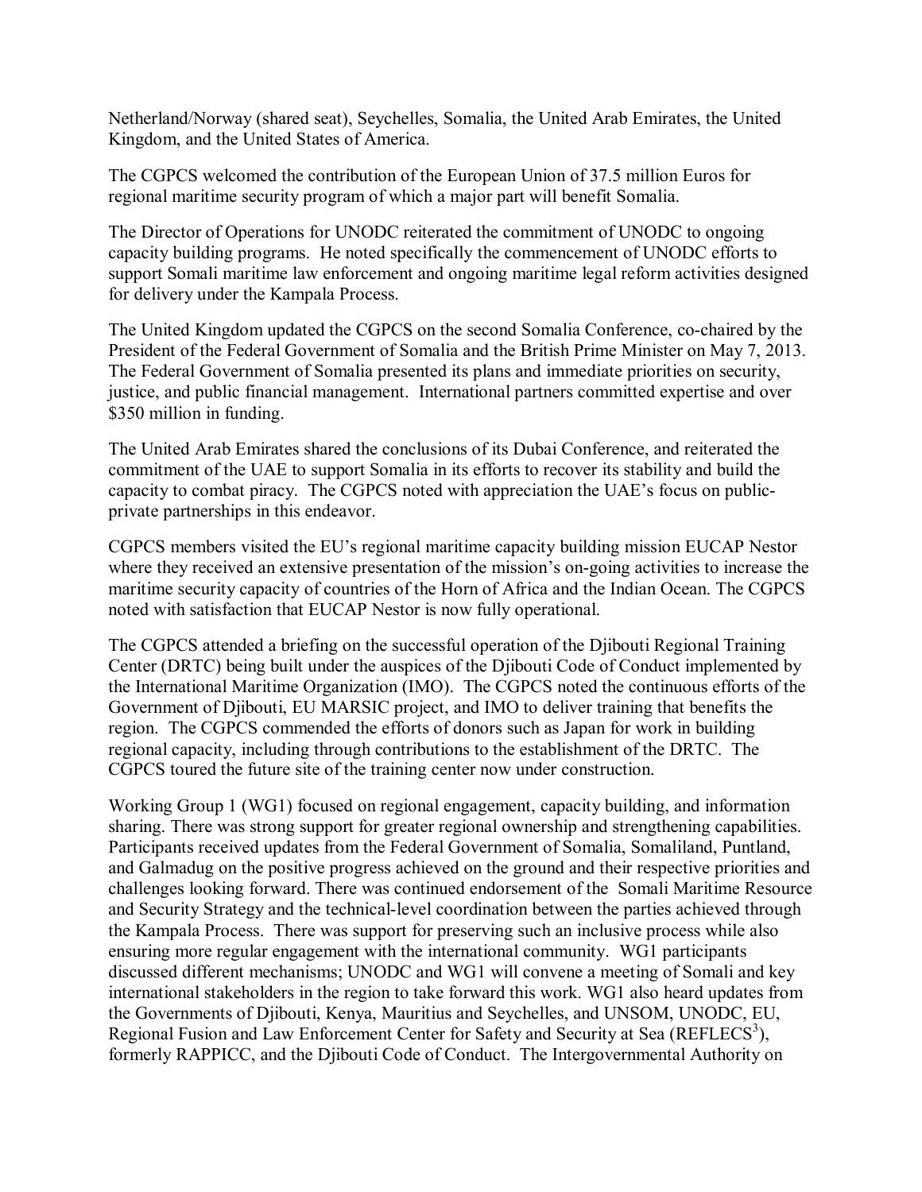Netherland/Norway (shared seat), Seychelles, Somalia, the United Arab Emirates, the United Kingdom, and the United States of America.

The CGPCS welcomed the contribution of the European Union of 37.5 million Euros for regional maritime security program of which a major part will benefit Somalia.

The Director of Operations for UNODC reiterated the commitment of UNODC to ongoing capacity building programs. He noted specifically the commencement of UNODC efforts to support Somali maritime law enforcement and ongoing maritime legal reform activities designed for delivery under the Kampala Process.

The United Kingdom updated the CGPCS on the second Somalia Conference, co-chaired by the President of the Federal Government of Somalia and the British Prime Minister on May 7, 2013. The Federal Government of Somalia presented its plans and immediate priorities on security, justice, and public financial management. International partners committed expertise and over $350 million in funding.

The United Arab Emirates shared the conclusions of its Dubai Conference, and reiterated the commitment of the UAE to support Somalia in its efforts to recover its stability and build the capacity to combat piracy. The CGPCS noted with appreciation the UAE's focus on public-private partnerships in this endeavor.

CGPCS members visited the EU's regional maritime capacity building mission EUCAP Nestor where they received an extensive presentation of the mission's on-going activities to increase the maritime security capacity of countries of the Horn of Africa and the Indian Ocean. The CGPCS noted with satisfaction that EUCAP Nestor is now fully operational.

The CGPCS attended a briefing on the successful operation of the Djibouti Regional Training Center (DRTC) being built under the auspices of the Djibouti Code of Conduct implemented by the International Maritime Organization (IMO). The CGPCS noted the continuous efforts of the Government of Djibouti, EU MARSIC project, and IMO to deliver training that benefits the region. The CGPCS commended the efforts of donors such as Japan for work in building regional capacity, including through contributions to the establishment of the DRTC. The CGPCS toured the future site of the training center now under construction.

Working Group 1 (WG1) focused on regional engagement, capacity building, and information sharing. There was strong support for greater regional ownership and strengthening capabilities. Participants received updates from the Federal Government of Somalia, Somaliland, Puntland, and Galmadug on the positive progress achieved on the ground and their respective priorities and challenges looking forward. There was continued endorsement of the Somali Maritime Resource and Security Strategy and the technical-level coordination between the parties achieved through the Kampala Process. There was support for preserving such an inclusive process while also ensuring more regular engagement with the international community. WG1 participants discussed different mechanisms; UNODC and WG1 will convene a meeting of Somali and key international stakeholders in the region to take forward this work. WG1 also heard updates from the Governments of Djibouti, Kenya, Mauritius and Seychelles, and UNSOM, UNODC, EU, Regional Fusion and Law Enforcement Center for Safety and Security at Sea (REFLECS[3]), formerly RAPPICC, and the Djibouti Code of Conduct. The Intergovernmental Authority on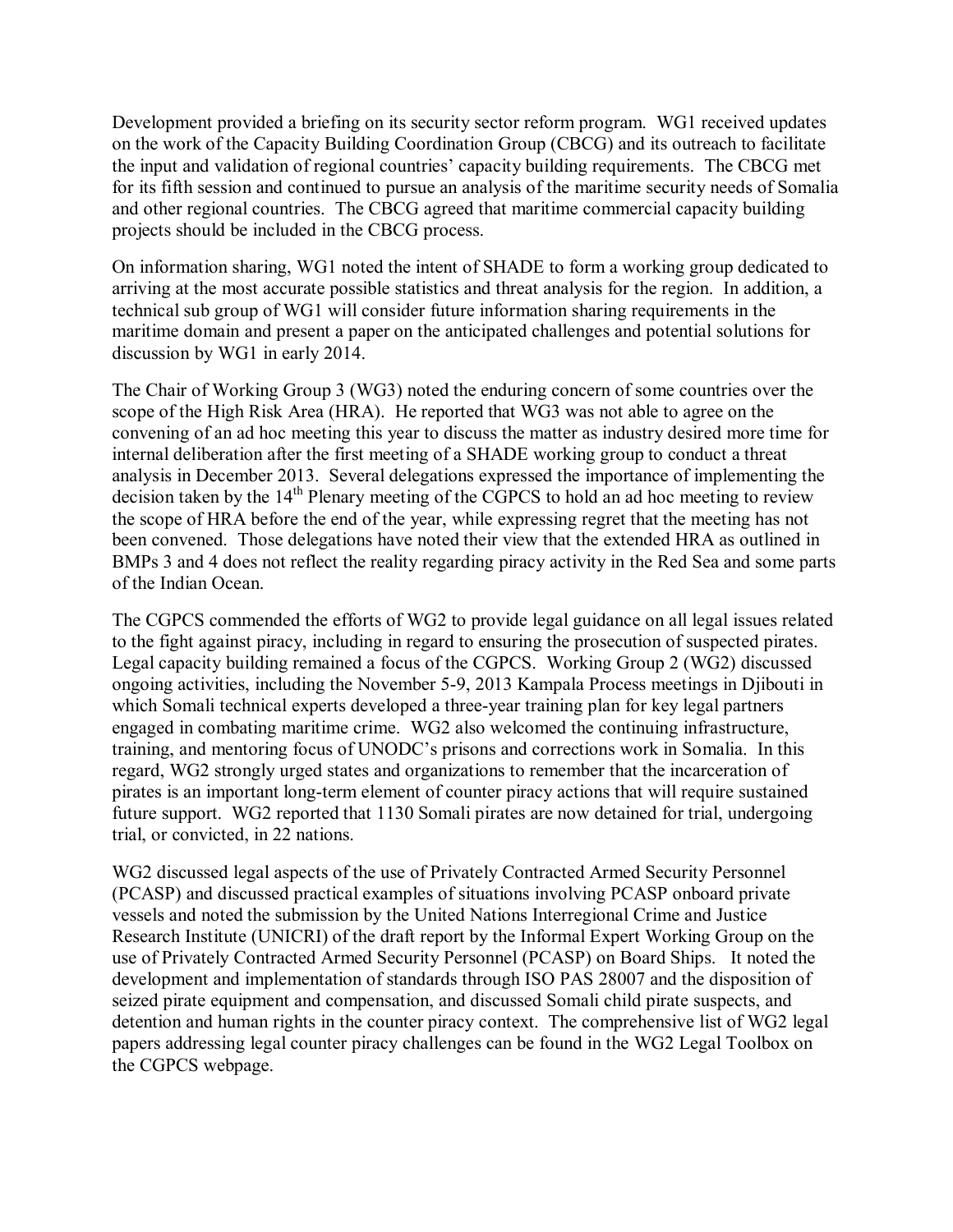Development provided a briefing on its security sector reform program. WG1 received updates on the work of the Capacity Building Coordination Group (CBCG) and its outreach to facilitate the input and validation of regional countries' capacity building requirements. The CBCG met for its fifth session and continued to pursue an analysis of the maritime security needs of Somalia and other regional countries. The CBCG agreed that maritime commercial capacity building projects should be included in the CBCG process.

On information sharing, WG1 noted the intent of SHADE to form a working group dedicated to arriving at the most accurate possible statistics and threat analysis for the region. In addition, a technical sub group of WG1 will consider future information sharing requirements in the maritime domain and present a paper on the anticipated challenges and potential solutions for discussion by WG1 in early 2014.

The Chair of Working Group 3 (WG3) noted the enduring concern of some countries over the scope of the High Risk Area (HRA). He reported that WG3 was not able to agree on the convening of an ad hoc meeting this year to discuss the matter as industry desired more time for internal deliberation after the first meeting of a SHADE working group to conduct a threat analysis in December 2013. Several delegations expressed the importance of implementing the decision taken by the 14th Plenary meeting of the CGPCS to hold an ad hoc meeting to review the scope of HRA before the end of the year, while expressing regret that the meeting has not been convened. Those delegations have noted their view that the extended HRA as outlined in BMPs 3 and 4 does not reflect the reality regarding piracy activity in the Red Sea and some parts of the Indian Ocean.

The CGPCS commended the efforts of WG2 to provide legal guidance on all legal issues related to the fight against piracy, including in regard to ensuring the prosecution of suspected pirates. Legal capacity building remained a focus of the CGPCS. Working Group 2 (WG2) discussed ongoing activities, including the November 5-9, 2013 Kampala Process meetings in Djibouti in which Somali technical experts developed a three-year training plan for key legal partners engaged in combating maritime crime. WG2 also welcomed the continuing infrastructure, training, and mentoring focus of UNODC's prisons and corrections work in Somalia. In this regard, WG2 strongly urged states and organizations to remember that the incarceration of pirates is an important long-term element of counter piracy actions that will require sustained future support. WG2 reported that 1130 Somali pirates are now detained for trial, undergoing trial, or convicted, in 22 nations.

WG2 discussed legal aspects of the use of Privately Contracted Armed Security Personnel (PCASP) and discussed practical examples of situations involving PCASP onboard private vessels and noted the submission by the United Nations Interregional Crime and Justice Research Institute (UNICRI) of the draft report by the Informal Expert Working Group on the use of Privately Contracted Armed Security Personnel (PCASP) on Board Ships. It noted the development and implementation of standards through ISO PAS 28007 and the disposition of seized pirate equipment and compensation, and discussed Somali child pirate suspects, and detention and human rights in the counter piracy context. The comprehensive list of WG2 legal papers addressing legal counter piracy challenges can be found in the WG2 Legal Toolbox on the CGPCS webpage.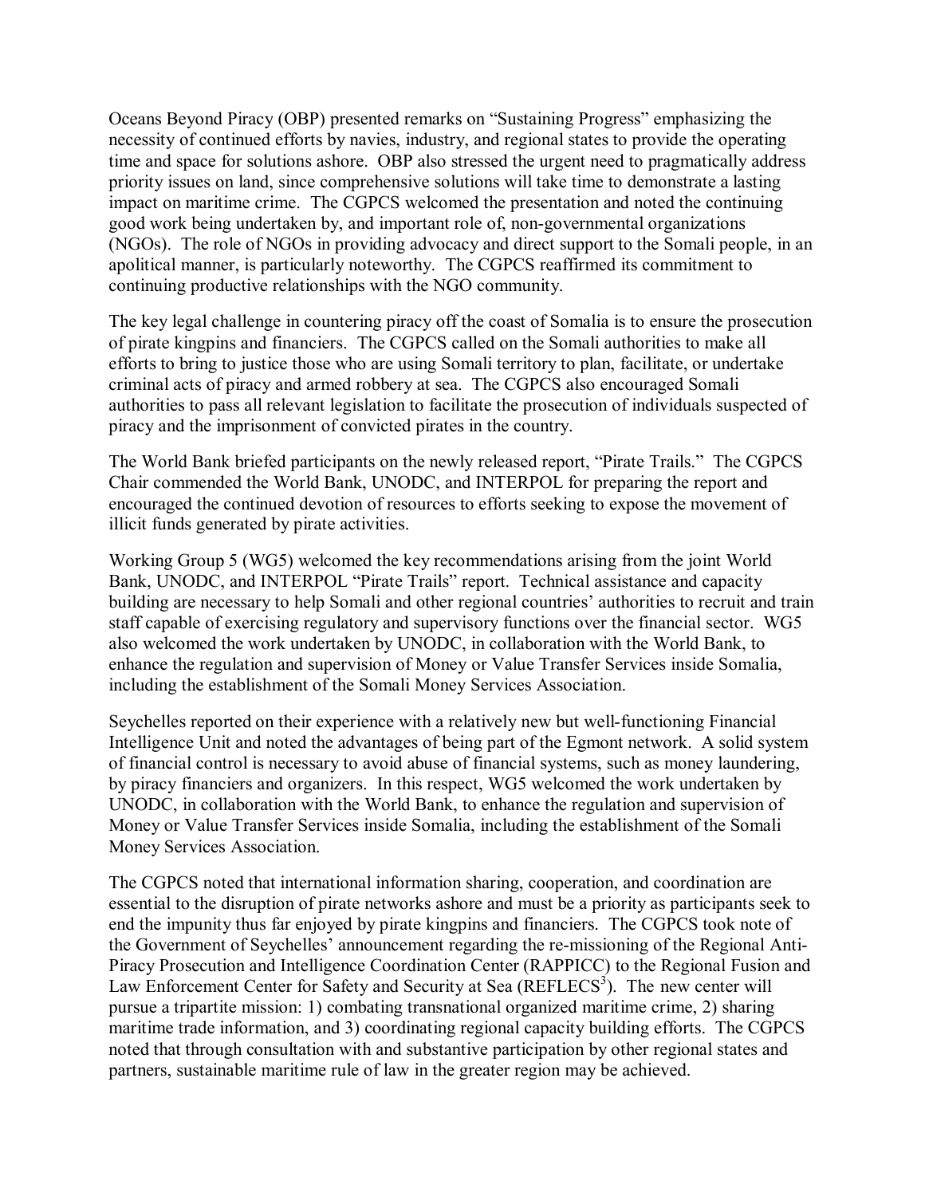Oceans Beyond Piracy (OBP) presented remarks on "Sustaining Progress" emphasizing the necessity of continued efforts by navies, industry, and regional states to provide the operating time and space for solutions ashore. OBP also stressed the urgent need to pragmatically address priority issues on land, since comprehensive solutions will take time to demonstrate a lasting impact on maritime crime. The CGPCS welcomed the presentation and noted the continuing good work being undertaken by, and important role of, non-governmental organizations (NGOs). The role of NGOs in providing advocacy and direct support to the Somali people, in an apolitical manner, is particularly noteworthy. The CGPCS reaffirmed its commitment to continuing productive relationships with the NGO community.

The key legal challenge in countering piracy off the coast of Somalia is to ensure the prosecution of pirate kingpins and financiers. The CGPCS called on the Somali authorities to make all efforts to bring to justice those who are using Somali territory to plan, facilitate, or undertake criminal acts of piracy and armed robbery at sea. The CGPCS also encouraged Somali authorities to pass all relevant legislation to facilitate the prosecution of individuals suspected of piracy and the imprisonment of convicted pirates in the country.

The World Bank briefed participants on the newly released report, "Pirate Trails." The CGPCS Chair commended the World Bank, UNODC, and INTERPOL for preparing the report and encouraged the continued devotion of resources to efforts seeking to expose the movement of illicit funds generated by pirate activities.

Working Group 5 (WG5) welcomed the key recommendations arising from the joint World Bank, UNODC, and INTERPOL "Pirate Trails" report. Technical assistance and capacity building are necessary to help Somali and other regional countries' authorities to recruit and train staff capable of exercising regulatory and supervisory functions over the financial sector. WG5 also welcomed the work undertaken by UNODC, in collaboration with the World Bank, to enhance the regulation and supervision of Money or Value Transfer Services inside Somalia, including the establishment of the Somali Money Services Association.

Seychelles reported on their experience with a relatively new but well-functioning Financial Intelligence Unit and noted the advantages of being part of the Egmont network. A solid system of financial control is necessary to avoid abuse of financial systems, such as money laundering, by piracy financiers and organizers. In this respect, WG5 welcomed the work undertaken by UNODC, in collaboration with the World Bank, to enhance the regulation and supervision of Money or Value Transfer Services inside Somalia, including the establishment of the Somali Money Services Association.

The CGPCS noted that international information sharing, cooperation, and coordination are essential to the disruption of pirate networks ashore and must be a priority as participants seek to end the impunity thus far enjoyed by pirate kingpins and financiers. The CGPCS took note of the Government of Seychelles' announcement regarding the re-missioning of the Regional Anti-Piracy Prosecution and Intelligence Coordination Center (RAPPICC) to the Regional Fusion and Law Enforcement Center for Safety and Security at Sea (REFLECS[3]). The new center will pursue a tripartite mission: 1) combating transnational organized maritime crime, 2) sharing maritime trade information, and 3) coordinating regional capacity building efforts. The CGPCS noted that through consultation with and substantive participation by other regional states and partners, sustainable maritime rule of law in the greater region may be achieved.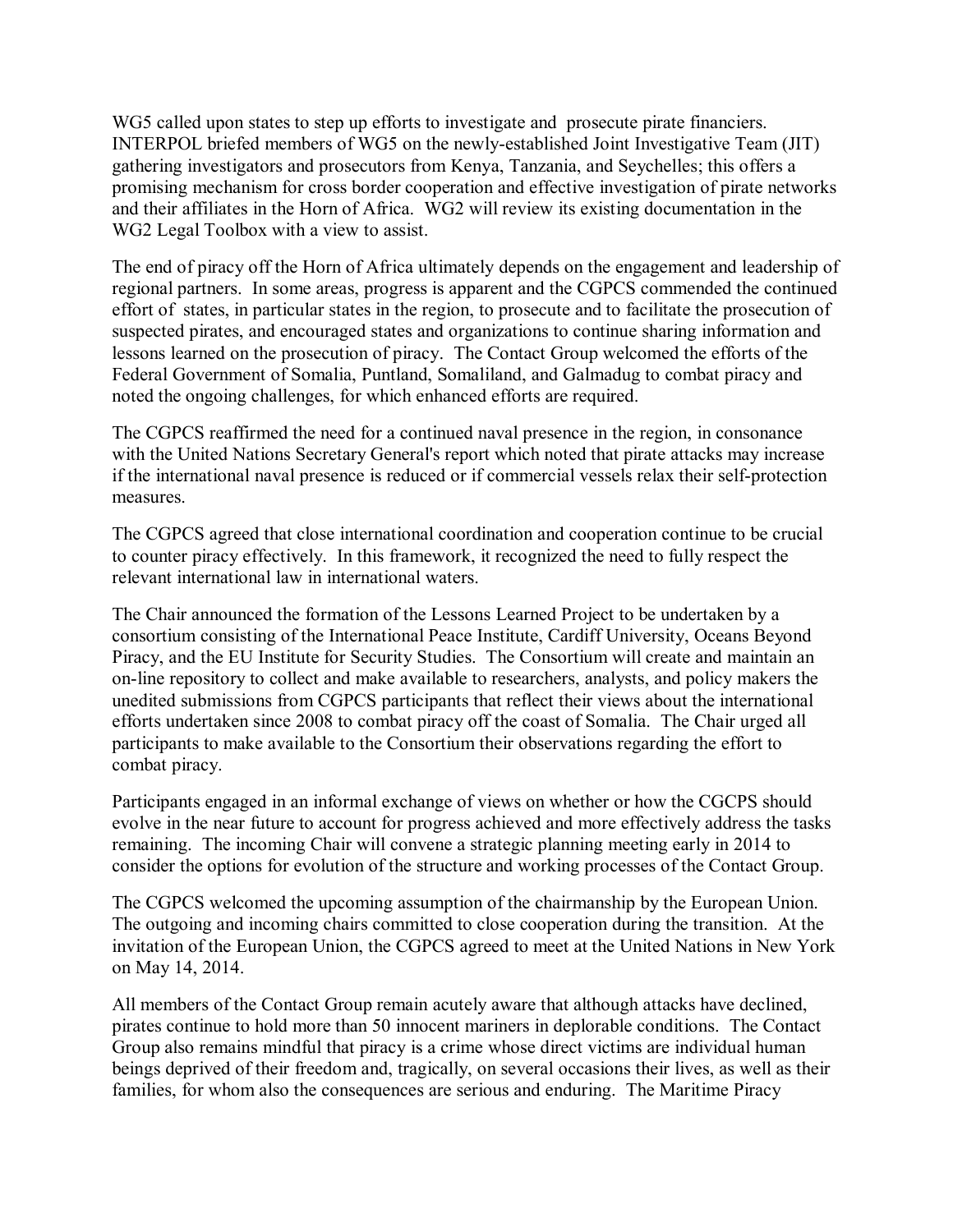WG5 called upon states to step up efforts to investigate and prosecute pirate financiers. INTERPOL briefed members of WG5 on the newly-established Joint Investigative Team (JIT) gathering investigators and prosecutors from Kenya, Tanzania, and Seychelles; this offers a promising mechanism for cross border cooperation and effective investigation of pirate networks and their affiliates in the Horn of Africa. WG2 will review its existing documentation in the WG2 Legal Toolbox with a view to assist.

The end of piracy off the Horn of Africa ultimately depends on the engagement and leadership of regional partners. In some areas, progress is apparent and the CGPCS commended the continued effort of states, in particular states in the region, to prosecute and to facilitate the prosecution of suspected pirates, and encouraged states and organizations to continue sharing information and lessons learned on the prosecution of piracy. The Contact Group welcomed the efforts of the Federal Government of Somalia, Puntland, Somaliland, and Galmadug to combat piracy and noted the ongoing challenges, for which enhanced efforts are required.

The CGPCS reaffirmed the need for a continued naval presence in the region, in consonance with the United Nations Secretary General's report which noted that pirate attacks may increase if the international naval presence is reduced or if commercial vessels relax their self-protection measures.

The CGPCS agreed that close international coordination and cooperation continue to be crucial to counter piracy effectively. In this framework, it recognized the need to fully respect the relevant international law in international waters.

The Chair announced the formation of the Lessons Learned Project to be undertaken by a consortium consisting of the International Peace Institute, Cardiff University, Oceans Beyond Piracy, and the EU Institute for Security Studies. The Consortium will create and maintain an on-line repository to collect and make available to researchers, analysts, and policy makers the unedited submissions from CGPCS participants that reflect their views about the international efforts undertaken since 2008 to combat piracy off the coast of Somalia. The Chair urged all participants to make available to the Consortium their observations regarding the effort to combat piracy.

Participants engaged in an informal exchange of views on whether or how the CGCPS should evolve in the near future to account for progress achieved and more effectively address the tasks remaining. The incoming Chair will convene a strategic planning meeting early in 2014 to consider the options for evolution of the structure and working processes of the Contact Group.

The CGPCS welcomed the upcoming assumption of the chairmanship by the European Union. The outgoing and incoming chairs committed to close cooperation during the transition. At the invitation of the European Union, the CGPCS agreed to meet at the United Nations in New York on May 14, 2014.

All members of the Contact Group remain acutely aware that although attacks have declined, pirates continue to hold more than 50 innocent mariners in deplorable conditions. The Contact Group also remains mindful that piracy is a crime whose direct victims are individual human beings deprived of their freedom and, tragically, on several occasions their lives, as well as their families, for whom also the consequences are serious and enduring. The Maritime Piracy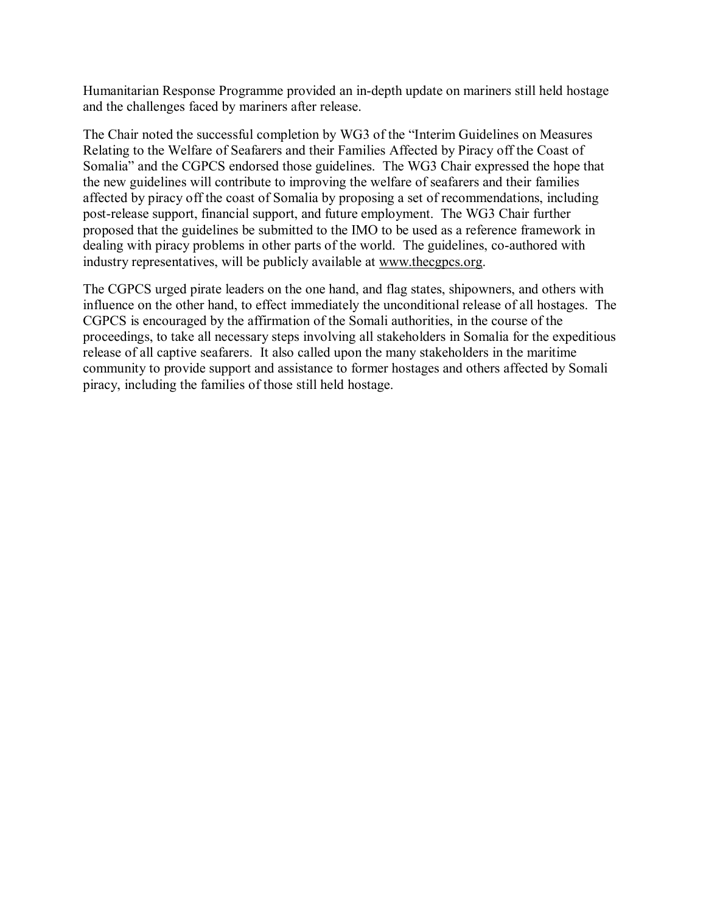Humanitarian Response Programme provided an in-depth update on mariners still held hostage and the challenges faced by mariners after release.

The Chair noted the successful completion by WG3 of the "Interim Guidelines on Measures Relating to the Welfare of Seafarers and their Families Affected by Piracy off the Coast of Somalia" and the CGPCS endorsed those guidelines. The WG3 Chair expressed the hope that the new guidelines will contribute to improving the welfare of seafarers and their families affected by piracy off the coast of Somalia by proposing a set of recommendations, including post-release support, financial support, and future employment. The WG3 Chair further proposed that the guidelines be submitted to the IMO to be used as a reference framework in dealing with piracy problems in other parts of the world. The guidelines, co-authored with industry representatives, will be publicly available at www.thecgpcs.org.

The CGPCS urged pirate leaders on the one hand, and flag states, shipowners, and others with influence on the other hand, to effect immediately the unconditional release of all hostages. The CGPCS is encouraged by the affirmation of the Somali authorities, in the course of the proceedings, to take all necessary steps involving all stakeholders in Somalia for the expeditious release of all captive seafarers. It also called upon the many stakeholders in the maritime community to provide support and assistance to former hostages and others affected by Somali piracy, including the families of those still held hostage.